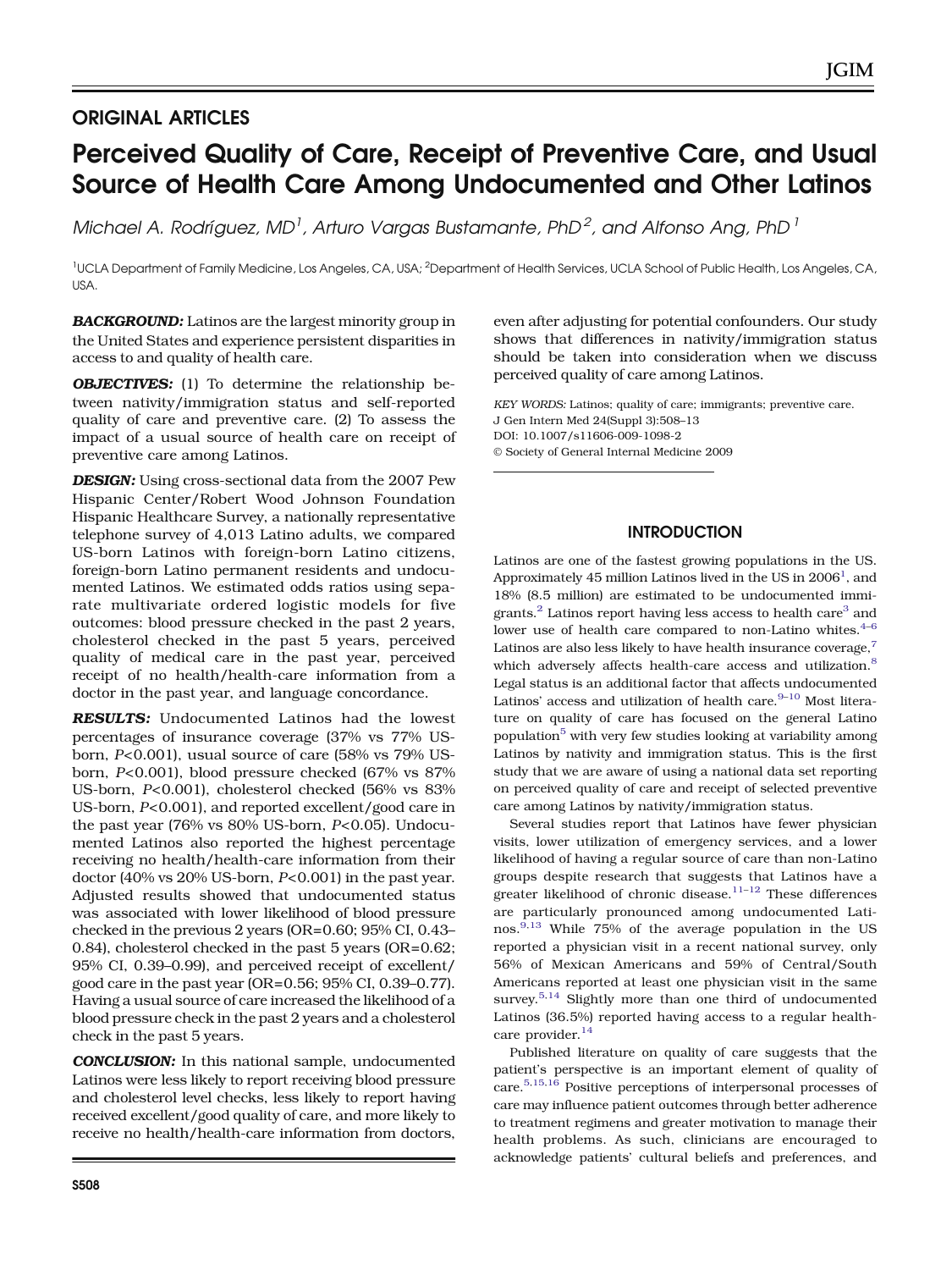## ORIGINAL ARTICLES

# Perceived Quality of Care, Receipt of Preventive Care, and Usual Source of Health Care Among Undocumented and Other Latinos

*Michael A. Rodríguez, MD[1], Arturo Vargas Bustamante, PhD[2], and Alfonso Ang, PhD[1]*

[1]UCLA Department of Family Medicine, Los Angeles, CA, USA; [2]Department of Health Services, UCLA School of Public Health, Los Angeles, CA, USA.

***BACKGROUND:*** Latinos are the largest minority group in the United States and experience persistent disparities in access to and quality of health care.

***OBJECTIVES:*** (1) To determine the relationship between nativity/immigration status and self-reported quality of care and preventive care. (2) To assess the impact of a usual source of health care on receipt of preventive care among Latinos.

***DESIGN:*** Using cross-sectional data from the 2007 Pew Hispanic Center/Robert Wood Johnson Foundation Hispanic Healthcare Survey, a nationally representative telephone survey of 4,013 Latino adults, we compared US-born Latinos with foreign-born Latino citizens, foreign-born Latino permanent residents and undocumented Latinos. We estimated odds ratios using separate multivariate ordered logistic models for five outcomes: blood pressure checked in the past 2 years, cholesterol checked in the past 5 years, perceived quality of medical care in the past year, perceived receipt of no health/health-care information from a doctor in the past year, and language concordance.

***RESULTS:*** Undocumented Latinos had the lowest percentages of insurance coverage (37% vs 77% US-born, $P<0.001$), usual source of care (58% vs 79% US-born, $P<0.001$), blood pressure checked (67% vs 87% US-born, $P<0.001$), cholesterol checked (56% vs 83% US-born, $P<0.001$), and reported excellent/good care in the past year (76% vs 80% US-born, $P<0.05$). Undocumented Latinos also reported the highest percentage receiving no health/health-care information from their doctor (40% vs 20% US-born, $P<0.001$) in the past year. Adjusted results showed that undocumented status was associated with lower likelihood of blood pressure checked in the previous 2 years (OR=0.60; 95% CI, 0.43–0.84), cholesterol checked in the past 5 years (OR=0.62; 95% CI, 0.39–0.99), and perceived receipt of excellent/good care in the past year (OR=0.56; 95% CI, 0.39–0.77). Having a usual source of care increased the likelihood of a blood pressure check in the past 2 years and a cholesterol check in the past 5 years.

***CONCLUSION:*** In this national sample, undocumented Latinos were less likely to report receiving blood pressure and cholesterol level checks, less likely to report having received excellent/good quality of care, and more likely to receive no health/health-care information from doctors, even after adjusting for potential confounders. Our study shows that differences in nativity/immigration status should be taken into consideration when we discuss perceived quality of care among Latinos.

*KEY WORDS:* Latinos; quality of care; immigrants; preventive care.
J Gen Intern Med 24(Suppl 3):508–13
DOI: 10.1007/s11606-009-1098-2
© Society of General Internal Medicine 2009

## INTRODUCTION

Latinos are one of the fastest growing populations in the US. Approximately 45 million Latinos lived in the US in 2006[1], and 18% (8.5 million) are estimated to be undocumented immigrants.[2] Latinos report having less access to health care[3] and lower use of health care compared to non-Latino whites.[4–6] Latinos are also less likely to have health insurance coverage,[7] which adversely affects health-care access and utilization.[8] Legal status is an additional factor that affects undocumented Latinos' access and utilization of health care.[9–10] Most literature on quality of care has focused on the general Latino population[5] with very few studies looking at variability among Latinos by nativity and immigration status. This is the first study that we are aware of using a national data set reporting on perceived quality of care and receipt of selected preventive care among Latinos by nativity/immigration status.

Several studies report that Latinos have fewer physician visits, lower utilization of emergency services, and a lower likelihood of having a regular source of care than non-Latino groups despite research that suggests that Latinos have a greater likelihood of chronic disease.[11–12] These differences are particularly pronounced among undocumented Latinos.[9,13] While 75% of the average population in the US reported a physician visit in a recent national survey, only 56% of Mexican Americans and 59% of Central/South Americans reported at least one physician visit in the same survey.[5,14] Slightly more than one third of undocumented Latinos (36.5%) reported having access to a regular health-care provider.[14]

Published literature on quality of care suggests that the patient's perspective is an important element of quality of care.[5,15,16] Positive perceptions of interpersonal processes of care may influence patient outcomes through better adherence to treatment regimens and greater motivation to manage their health problems. As such, clinicians are encouraged to acknowledge patients' cultural beliefs and preferences, and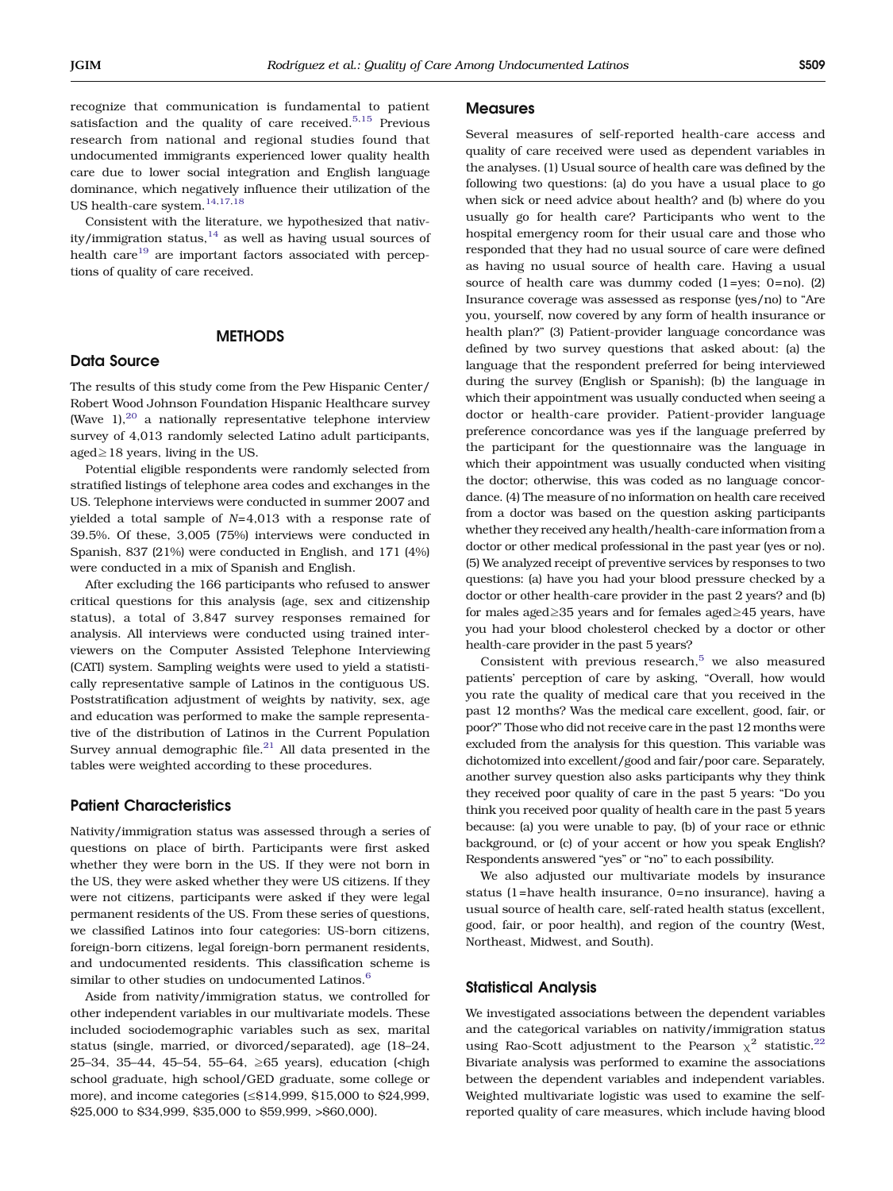recognize that communication is fundamental to patient satisfaction and the quality of care received.[5,15] Previous research from national and regional studies found that undocumented immigrants experienced lower quality health care due to lower social integration and English language dominance, which negatively influence their utilization of the US health-care system.[14,17,18]

Consistent with the literature, we hypothesized that nativity/immigration status,[14] as well as having usual sources of health care[19] are important factors associated with perceptions of quality of care received.

## METHODS

### Data Source

The results of this study come from the Pew Hispanic Center/Robert Wood Johnson Foundation Hispanic Healthcare survey (Wave 1),[20] a nationally representative telephone interview survey of 4,013 randomly selected Latino adult participants, aged≥18 years, living in the US.

Potential eligible respondents were randomly selected from stratified listings of telephone area codes and exchanges in the US. Telephone interviews were conducted in summer 2007 and yielded a total sample of $N$=4,013 with a response rate of 39.5%. Of these, 3,005 (75%) interviews were conducted in Spanish, 837 (21%) were conducted in English, and 171 (4%) were conducted in a mix of Spanish and English.

After excluding the 166 participants who refused to answer critical questions for this analysis (age, sex and citizenship status), a total of 3,847 survey responses remained for analysis. All interviews were conducted using trained interviewers on the Computer Assisted Telephone Interviewing (CATI) system. Sampling weights were used to yield a statistically representative sample of Latinos in the contiguous US. Poststratification adjustment of weights by nativity, sex, age and education was performed to make the sample representative of the distribution of Latinos in the Current Population Survey annual demographic file.[21] All data presented in the tables were weighted according to these procedures.

### Patient Characteristics

Nativity/immigration status was assessed through a series of questions on place of birth. Participants were first asked whether they were born in the US. If they were not born in the US, they were asked whether they were US citizens. If they were not citizens, participants were asked if they were legal permanent residents of the US. From these series of questions, we classified Latinos into four categories: US-born citizens, foreign-born citizens, legal foreign-born permanent residents, and undocumented residents. This classification scheme is similar to other studies on undocumented Latinos.[6]

Aside from nativity/immigration status, we controlled for other independent variables in our multivariate models. These included sociodemographic variables such as sex, marital status (single, married, or divorced/separated), age (18–24, 25–34, 35–44, 45–54, 55–64, ≥65 years), education (<high school graduate, high school/GED graduate, some college or more), and income categories (≤$14,999, $15,000 to $24,999, $25,000 to $34,999, $35,000 to $59,999, >$60,000).

### Measures

Several measures of self-reported health-care access and quality of care received were used as dependent variables in the analyses. (1) Usual source of health care was defined by the following two questions: (a) do you have a usual place to go when sick or need advice about health? and (b) where do you usually go for health care? Participants who went to the hospital emergency room for their usual care and those who responded that they had no usual source of care were defined as having no usual source of health care. Having a usual source of health care was dummy coded (1=yes; 0=no). (2) Insurance coverage was assessed as response (yes/no) to "Are you, yourself, now covered by any form of health insurance or health plan?" (3) Patient-provider language concordance was defined by two survey questions that asked about: (a) the language that the respondent preferred for being interviewed during the survey (English or Spanish); (b) the language in which their appointment was usually conducted when seeing a doctor or health-care provider. Patient-provider language preference concordance was yes if the language preferred by the participant for the questionnaire was the language in which their appointment was usually conducted when visiting the doctor; otherwise, this was coded as no language concordance. (4) The measure of no information on health care received from a doctor was based on the question asking participants whether they received any health/health-care information from a doctor or other medical professional in the past year (yes or no). (5) We analyzed receipt of preventive services by responses to two questions: (a) have you had your blood pressure checked by a doctor or other health-care provider in the past 2 years? and (b) for males aged≥35 years and for females aged≥45 years, have you had your blood cholesterol checked by a doctor or other health-care provider in the past 5 years?

Consistent with previous research,[5] we also measured patients' perception of care by asking, "Overall, how would you rate the quality of medical care that you received in the past 12 months? Was the medical care excellent, good, fair, or poor?" Those who did not receive care in the past 12 months were excluded from the analysis for this question. This variable was dichotomized into excellent/good and fair/poor care. Separately, another survey question also asks participants why they think they received poor quality of care in the past 5 years: "Do you think you received poor quality of health care in the past 5 years because: (a) you were unable to pay, (b) of your race or ethnic background, or (c) of your accent or how you speak English? Respondents answered "yes" or "no" to each possibility.

We also adjusted our multivariate models by insurance status (1=have health insurance, 0=no insurance), having a usual source of health care, self-rated health status (excellent, good, fair, or poor health), and region of the country (West, Northeast, Midwest, and South).

### Statistical Analysis

We investigated associations between the dependent variables and the categorical variables on nativity/immigration status using Rao-Scott adjustment to the Pearson $\chi^2$ statistic.[22] Bivariate analysis was performed to examine the associations between the dependent variables and independent variables. Weighted multivariate logistic was used to examine the self-reported quality of care measures, which include having blood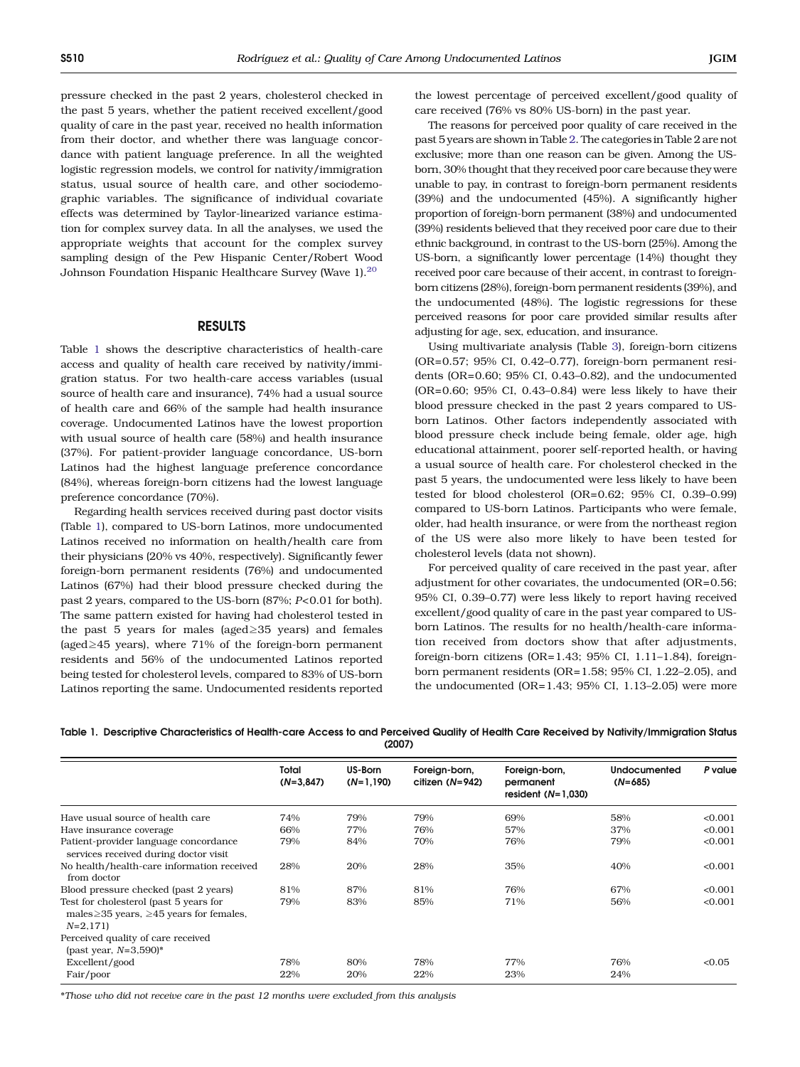pressure checked in the past 2 years, cholesterol checked in the past 5 years, whether the patient received excellent/good quality of care in the past year, received no health information from their doctor, and whether there was language concordance with patient language preference. In all the weighted logistic regression models, we control for nativity/immigration status, usual source of health care, and other sociodemographic variables. The significance of individual covariate effects was determined by Taylor-linearized variance estimation for complex survey data. In all the analyses, we used the appropriate weights that account for the complex survey sampling design of the Pew Hispanic Center/Robert Wood Johnson Foundation Hispanic Healthcare Survey (Wave 1).[20]

## RESULTS

Table 1 shows the descriptive characteristics of health-care access and quality of health care received by nativity/immigration status. For two health-care access variables (usual source of health care and insurance), 74% had a usual source of health care and 66% of the sample had health insurance coverage. Undocumented Latinos have the lowest proportion with usual source of health care (58%) and health insurance (37%). For patient-provider language concordance, US-born Latinos had the highest language preference concordance (84%), whereas foreign-born citizens had the lowest language preference concordance (70%).

Regarding health services received during past doctor visits (Table 1), compared to US-born Latinos, more undocumented Latinos received no information on health/health care from their physicians (20% vs 40%, respectively). Significantly fewer foreign-born permanent residents (76%) and undocumented Latinos (67%) had their blood pressure checked during the past 2 years, compared to the US-born (87%; $P<0.01$ for both). The same pattern existed for having had cholesterol tested in the past 5 years for males (aged≥35 years) and females (aged≥45 years), where 71% of the foreign-born permanent residents and 56% of the undocumented Latinos reported being tested for cholesterol levels, compared to 83% of US-born Latinos reporting the same. Undocumented residents reported the lowest percentage of perceived excellent/good quality of care received (76% vs 80% US-born) in the past year.

The reasons for perceived poor quality of care received in the past 5 years are shown in Table 2. The categories in Table 2 are not exclusive; more than one reason can be given. Among the US-born, 30% thought that they received poor care because they were unable to pay, in contrast to foreign-born permanent residents (39%) and the undocumented (45%). A significantly higher proportion of foreign-born permanent (38%) and undocumented (39%) residents believed that they received poor care due to their ethnic background, in contrast to the US-born (25%). Among the US-born, a significantly lower percentage (14%) thought they received poor care because of their accent, in contrast to foreign-born citizens (28%), foreign-born permanent residents (39%), and the undocumented (48%). The logistic regressions for these perceived reasons for poor care provided similar results after adjusting for age, sex, education, and insurance.

Using multivariate analysis (Table 3), foreign-born citizens (OR=0.57; 95% CI, 0.42–0.77), foreign-born permanent residents (OR=0.60; 95% CI, 0.43–0.82), and the undocumented (OR=0.60; 95% CI, 0.43–0.84) were less likely to have their blood pressure checked in the past 2 years compared to US-born Latinos. Other factors independently associated with blood pressure check include being female, older age, high educational attainment, poorer self-reported health, or having a usual source of health care. For cholesterol checked in the past 5 years, the undocumented were less likely to have been tested for blood cholesterol (OR=0.62; 95% CI, 0.39–0.99) compared to US-born Latinos. Participants who were female, older, had health insurance, or were from the northeast region of the US were also more likely to have been tested for cholesterol levels (data not shown).

For perceived quality of care received in the past year, after adjustment for other covariates, the undocumented (OR=0.56; 95% CI, 0.39–0.77) were less likely to report having received excellent/good quality of care in the past year compared to US-born Latinos. The results for no health/health-care information received from doctors show that after adjustments, foreign-born citizens (OR=1.43; 95% CI, 1.11–1.84), foreign-born permanent residents (OR=1.58; 95% CI, 1.22–2.05), and the undocumented (OR=1.43; 95% CI, 1.13–2.05) were more

**Table 1. Descriptive Characteristics of Health-care Access to and Perceived Quality of Health Care Received by Nativity/Immigration Status (2007)**

| | Total ($N$=3,847) | US-Born ($N$=1,190) | Foreign-born, citizen ($N$=942) | Foreign-born, permanent resident ($N$=1,030) | Undocumented ($N$=685) | $P$ value |
|---|---|---|---|---|---|---|
| Have usual source of health care | 74% | 79% | 79% | 69% | 58% | <0.001 |
| Have insurance coverage | 66% | 77% | 76% | 57% | 37% | <0.001 |
| Patient-provider language concordance services received during doctor visit | 79% | 84% | 70% | 76% | 79% | <0.001 |
| No health/health-care information received from doctor | 28% | 20% | 28% | 35% | 40% | <0.001 |
| Blood pressure checked (past 2 years) | 81% | 87% | 81% | 76% | 67% | <0.001 |
| Test for cholesterol (past 5 years for males≥35 years, ≥45 years for females, $N$=2,171) | 79% | 83% | 85% | 71% | 56% | <0.001 |
| Perceived quality of care received (past year, $N$=3,590)* | | | | | | |
| Excellent/good | 78% | 80% | 78% | 77% | 76% | <0.05 |
| Fair/poor | 22% | 20% | 22% | 23% | 24% | |

*Those who did not receive care in the past 12 months were excluded from this analysis*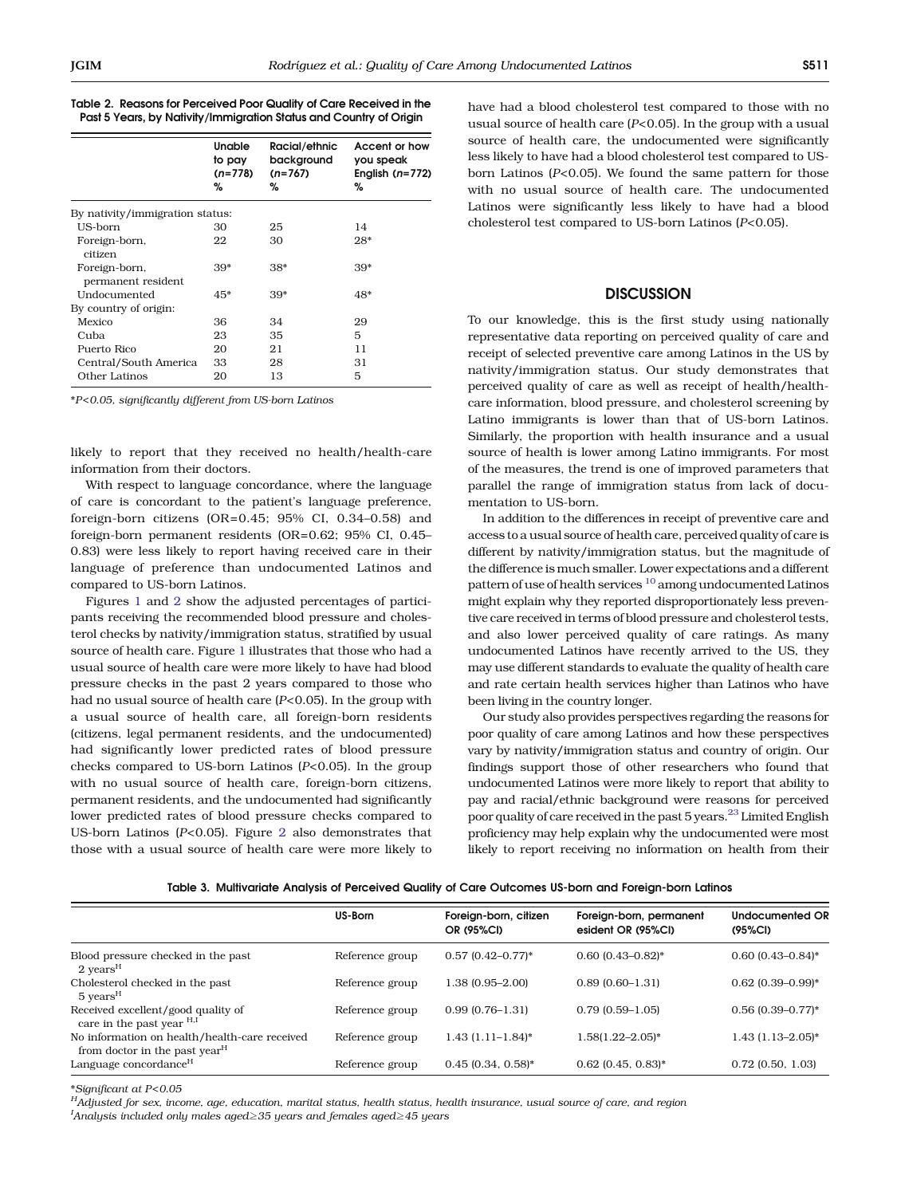**Table 2. Reasons for Perceived Poor Quality of Care Received in the Past 5 Years, by Nativity/Immigration Status and Country of Origin**

| | Unable to pay (n=778) % | Racial/ethnic background (n=767) % | Accent or how you speak English (n=772) % |
|---|---|---|---|
| By nativity/immigration status: | | | |
| US-born | 30 | 25 | 14 |
| Foreign-born, citizen | 22 | 30 | 28* |
| Foreign-born, permanent resident | 39* | 38* | 39* |
| Undocumented | 45* | 39* | 48* |
| By country of origin: | | | |
| Mexico | 36 | 34 | 29 |
| Cuba | 23 | 35 | 5 |
| Puerto Rico | 20 | 21 | 11 |
| Central/South America | 33 | 28 | 31 |
| Other Latinos | 20 | 13 | 5 |

*$P<0.05$, significantly different from US-born Latinos

likely to report that they received no health/health-care information from their doctors.

With respect to language concordance, where the language of care is concordant to the patient's language preference, foreign-born citizens (OR=0.45; 95% CI, 0.34–0.58) and foreign-born permanent residents (OR=0.62; 95% CI, 0.45–0.83) were less likely to report having received care in their language of preference than undocumented Latinos and compared to US-born Latinos.

Figures 1 and 2 show the adjusted percentages of participants receiving the recommended blood pressure and cholesterol checks by nativity/immigration status, stratified by usual source of health care. Figure 1 illustrates that those who had a usual source of health care were more likely to have had blood pressure checks in the past 2 years compared to those who had no usual source of health care ($P<0.05$). In the group with a usual source of health care, all foreign-born residents (citizens, legal permanent residents, and the undocumented) had significantly lower predicted rates of blood pressure checks compared to US-born Latinos ($P<0.05$). In the group with no usual source of health care, foreign-born citizens, permanent residents, and the undocumented had significantly lower predicted rates of blood pressure checks compared to US-born Latinos ($P<0.05$). Figure 2 also demonstrates that those with a usual source of health care were more likely to have had a blood cholesterol test compared to those with no usual source of health care ($P<0.05$). In the group with a usual source of health care, the undocumented were significantly less likely to have had a blood cholesterol test compared to US-born Latinos ($P<0.05$). We found the same pattern for those with no usual source of health care. The undocumented Latinos were significantly less likely to have had a blood cholesterol test compared to US-born Latinos ($P<0.05$).

## DISCUSSION

To our knowledge, this is the first study using nationally representative data reporting on perceived quality of care and receipt of selected preventive care among Latinos in the US by nativity/immigration status. Our study demonstrates that perceived quality of care as well as receipt of health/health-care information, blood pressure, and cholesterol screening by Latino immigrants is lower than that of US-born Latinos. Similarly, the proportion with health insurance and a usual source of health is lower among Latino immigrants. For most of the measures, the trend is one of improved parameters that parallel the range of immigration status from lack of documentation to US-born.

In addition to the differences in receipt of preventive care and access to a usual source of health care, perceived quality of care is different by nativity/immigration status, but the magnitude of the difference is much smaller. Lower expectations and a different pattern of use of health services [10] among undocumented Latinos might explain why they reported disproportionately less preventive care received in terms of blood pressure and cholesterol tests, and also lower perceived quality of care ratings. As many undocumented Latinos have recently arrived to the US, they may use different standards to evaluate the quality of health care and rate certain health services higher than Latinos who have been living in the country longer.

Our study also provides perspectives regarding the reasons for poor quality of care among Latinos and how these perspectives vary by nativity/immigration status and country of origin. Our findings support those of other researchers who found that undocumented Latinos were more likely to report that ability to pay and racial/ethnic background were reasons for perceived poor quality of care received in the past 5 years.[23] Limited English proficiency may help explain why the undocumented were most likely to report receiving no information on health from their

**Table 3. Multivariate Analysis of Perceived Quality of Care Outcomes US-born and Foreign-born Latinos**

| | US-Born | Foreign-born, citizen OR (95%CI) | Foreign-born, permanent esident OR (95%CI) | Undocumented OR (95%CI) |
|---|---|---|---|---|
| Blood pressure checked in the past 2 years[H] | Reference group | 0.57 (0.42–0.77)* | 0.60 (0.43–0.82)* | 0.60 (0.43–0.84)* |
| Cholesterol checked in the past 5 years[H] | Reference group | 1.38 (0.95–2.00) | 0.89 (0.60–1.31) | 0.62 (0.39–0.99)* |
| Received excellent/good quality of care in the past year [H,I] | Reference group | 0.99 (0.76–1.31) | 0.79 (0.59–1.05) | 0.56 (0.39–0.77)* |
| No information on health/health-care received from doctor in the past year[H] | Reference group | 1.43 (1.11–1.84)* | 1.58(1.22–2.05)* | 1.43 (1.13–2.05)* |
| Language concordance[H] | Reference group | 0.45 (0.34, 0.58)* | 0.62 (0.45, 0.83)* | 0.72 (0.50, 1.03) |

*Significant at $P<0.05$

[H]Adjusted for sex, income, age, education, marital status, health status, health insurance, usual source of care, and region

[I]Analysis included only males aged≥35 years and females aged≥45 years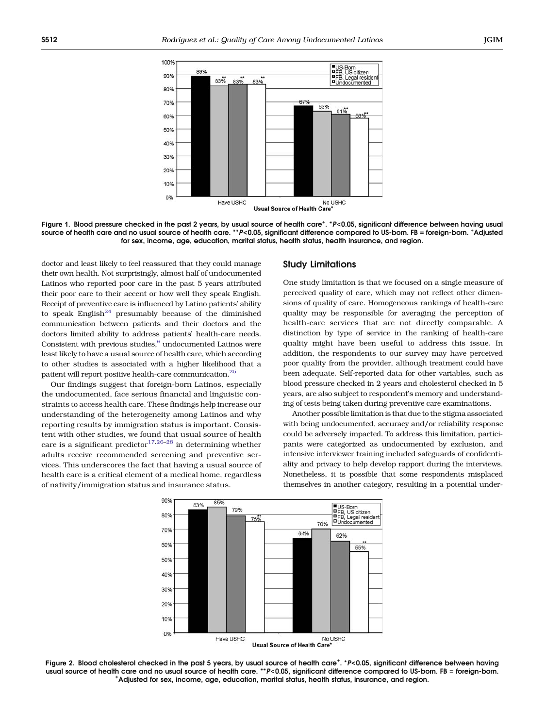Figure 1. Blood pressure checked in the past 2 years, by usual source of health care⁺. *$P$<0.05, significant difference between having usual source of health care and no usual source of health care. **$P$<0.05, significant difference compared to US-born. FB = foreign-born. ⁺Adjusted for sex, income, age, education, marital status, health status, health insurance, and region.

doctor and least likely to feel reassured that they could manage their own health. Not surprisingly, almost half of undocumented Latinos who reported poor care in the past 5 years attributed their poor care to their accent or how well they speak English. Receipt of preventive care is influenced by Latino patients' ability to speak English[24] presumably because of the diminished communication between patients and their doctors and the doctors limited ability to address patients' health-care needs. Consistent with previous studies,[6] undocumented Latinos were least likely to have a usual source of health care, which according to other studies is associated with a higher likelihood that a patient will report positive health-care communication.[25]

Our findings suggest that foreign-born Latinos, especially the undocumented, face serious financial and linguistic constraints to access health care. These findings help increase our understanding of the heterogeneity among Latinos and why reporting results by immigration status is important. Consistent with other studies, we found that usual source of health care is a significant predictor[17,26–28] in determining whether adults receive recommended screening and preventive services. This underscores the fact that having a usual source of health care is a critical element of a medical home, regardless of nativity/immigration status and insurance status.

## Study Limitations

One study limitation is that we focused on a single measure of perceived quality of care, which may not reflect other dimensions of quality of care. Homogeneous rankings of health-care quality may be responsible for averaging the perception of health-care services that are not directly comparable. A distinction by type of service in the ranking of health-care quality might have been useful to address this issue. In addition, the respondents to our survey may have perceived poor quality from the provider, although treatment could have been adequate. Self-reported data for other variables, such as blood pressure checked in 2 years and cholesterol checked in 5 years, are also subject to respondent's memory and understanding of tests being taken during preventive care examinations.

Another possible limitation is that due to the stigma associated with being undocumented, accuracy and/or reliability response could be adversely impacted. To address this limitation, participants were categorized as undocumented by exclusion, and intensive interviewer training included safeguards of confidentiality and privacy to help develop rapport during the interviews. Nonetheless, it is possible that some respondents misplaced themselves in another category, resulting in a potential under-

Figure 2. Blood cholesterol checked in the past 5 years, by usual source of health care⁺. *$P$<0.05, significant difference between having usual source of health care and no usual source of health care. **$P$<0.05, significant difference compared to US-born. FB = foreign-born. ⁺Adjusted for sex, income, age, education, marital status, health status, insurance, and region.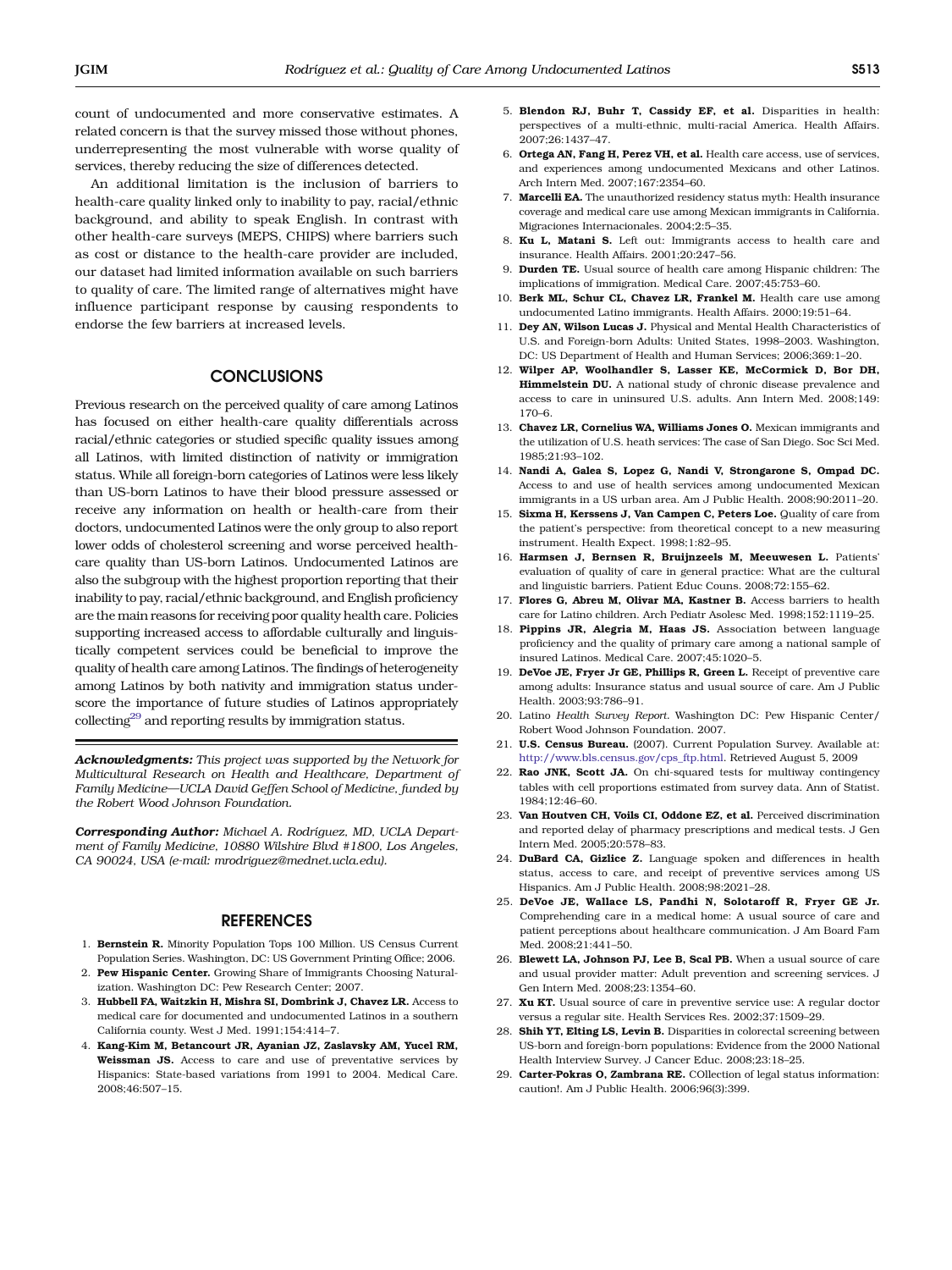count of undocumented and more conservative estimates. A related concern is that the survey missed those without phones, underrepresenting the most vulnerable with worse quality of services, thereby reducing the size of differences detected.

An additional limitation is the inclusion of barriers to health-care quality linked only to inability to pay, racial/ethnic background, and ability to speak English. In contrast with other health-care surveys (MEPS, CHIPS) where barriers such as cost or distance to the health-care provider are included, our dataset had limited information available on such barriers to quality of care. The limited range of alternatives might have influence participant response by causing respondents to endorse the few barriers at increased levels.

## CONCLUSIONS

Previous research on the perceived quality of care among Latinos has focused on either health-care quality differentials across racial/ethnic categories or studied specific quality issues among all Latinos, with limited distinction of nativity or immigration status. While all foreign-born categories of Latinos were less likely than US-born Latinos to have their blood pressure assessed or receive any information on health or health-care from their doctors, undocumented Latinos were the only group to also report lower odds of cholesterol screening and worse perceived health-care quality than US-born Latinos. Undocumented Latinos are also the subgroup with the highest proportion reporting that their inability to pay, racial/ethnic background, and English proficiency are the main reasons for receiving poor quality health care. Policies supporting increased access to affordable culturally and linguistically competent services could be beneficial to improve the quality of health care among Latinos. The findings of heterogeneity among Latinos by both nativity and immigration status underscore the importance of future studies of Latinos appropriately collecting[29] and reporting results by immigration status.

***Acknowledgments:*** *This project was supported by the Network for Multicultural Research on Health and Healthcare, Department of Family Medicine—UCLA David Geffen School of Medicine, funded by the Robert Wood Johnson Foundation.*

***Corresponding Author:*** *Michael A. Rodríguez, MD, UCLA Department of Family Medicine, 10880 Wilshire Blvd #1800, Los Angeles, CA 90024, USA (e-mail: mrodriguez@mednet.ucla.edu).*

## REFERENCES

1. **Bernstein R.** Minority Population Tops 100 Million. US Census Current Population Series. Washington, DC: US Government Printing Office; 2006.
2. **Pew Hispanic Center.** Growing Share of Immigrants Choosing Naturalization. Washington DC: Pew Research Center; 2007.
3. **Hubbell FA, Waitzkin H, Mishra SI, Dombrink J, Chavez LR.** Access to medical care for documented and undocumented Latinos in a southern California county. West J Med. 1991;154:414–7.
4. **Kang-Kim M, Betancourt JR, Ayanian JZ, Zaslavsky AM, Yucel RM, Weissman JS.** Access to care and use of preventative services by Hispanics: State-based variations from 1991 to 2004. Medical Care. 2008;46:507–15.
5. **Blendon RJ, Buhr T, Cassidy EF, et al.** Disparities in health: perspectives of a multi-ethnic, multi-racial America. Health Affairs. 2007;26:1437–47.
6. **Ortega AN, Fang H, Perez VH, et al.** Health care access, use of services, and experiences among undocumented Mexicans and other Latinos. Arch Intern Med. 2007;167:2354–60.
7. **Marcelli EA.** The unauthorized residency status myth: Health insurance coverage and medical care use among Mexican immigrants in California. Migraciones Internacionales. 2004;2:5–35.
8. **Ku L, Matani S.** Left out: Immigrants access to health care and insurance. Health Affairs. 2001;20:247–56.
9. **Durden TE.** Usual source of health care among Hispanic children: The implications of immigration. Medical Care. 2007;45:753–60.
10. **Berk ML, Schur CL, Chavez LR, Frankel M.** Health care use among undocumented Latino immigrants. Health Affairs. 2000;19:51–64.
11. **Dey AN, Wilson Lucas J.** Physical and Mental Health Characteristics of U.S. and Foreign-born Adults: United States, 1998–2003. Washington, DC: US Department of Health and Human Services; 2006;369:1–20.
12. **Wilper AP, Woolhandler S, Lasser KE, McCormick D, Bor DH, Himmelstein DU.** A national study of chronic disease prevalence and access to care in uninsured U.S. adults. Ann Intern Med. 2008;149: 170–6.
13. **Chavez LR, Cornelius WA, Williams Jones O.** Mexican immigrants and the utilization of U.S. heath services: The case of San Diego. Soc Sci Med. 1985;21:93–102.
14. **Nandi A, Galea S, Lopez G, Nandi V, Strongarone S, Ompad DC.** Access to and use of health services among undocumented Mexican immigrants in a US urban area. Am J Public Health. 2008;90:2011–20.
15. **Sixma H, Kerssens J, Van Campen C, Peters Loe.** Quality of care from the patient's perspective: from theoretical concept to a new measuring instrument. Health Expect. 1998;1:82–95.
16. **Harmsen J, Bernsen R, Bruijnzeels M, Meeuwesen L.** Patients' evaluation of quality of care in general practice: What are the cultural and linguistic barriers. Patient Educ Couns. 2008;72:155–62.
17. **Flores G, Abreu M, Olivar MA, Kastner B.** Access barriers to health care for Latino children. Arch Pediatr Asolesc Med. 1998;152:1119–25.
18. **Pippins JR, Alegria M, Haas JS.** Association between language proficiency and the quality of primary care among a national sample of insured Latinos. Medical Care. 2007;45:1020–5.
19. **DeVoe JE, Fryer Jr GE, Phillips R, Green L.** Receipt of preventive care among adults: Insurance status and usual source of care. Am J Public Health. 2003;93:786–91.
20. Latino *Health Survey Report*. Washington DC: Pew Hispanic Center/ Robert Wood Johnson Foundation. 2007.
21. **U.S. Census Bureau.** (2007). Current Population Survey. Available at: http://www.bls.census.gov/cps_ftp.html. Retrieved August 5, 2009
22. **Rao JNK, Scott JA.** On chi-squared tests for multiway contingency tables with cell proportions estimated from survey data. Ann of Statist. 1984;12:46–60.
23. **Van Houtven CH, Voils CI, Oddone EZ, et al.** Perceived discrimination and reported delay of pharmacy prescriptions and medical tests. J Gen Intern Med. 2005;20:578–83.
24. **DuBard CA, Gizlice Z.** Language spoken and differences in health status, access to care, and receipt of preventive services among US Hispanics. Am J Public Health. 2008;98:2021–28.
25. **DeVoe JE, Wallace LS, Pandhi N, Solotaroff R, Fryer GE Jr.** Comprehending care in a medical home: A usual source of care and patient perceptions about healthcare communication. J Am Board Fam Med. 2008;21:441–50.
26. **Blewett LA, Johnson PJ, Lee B, Scal PB.** When a usual source of care and usual provider matter: Adult prevention and screening services. J Gen Intern Med. 2008;23:1354–60.
27. **Xu KT.** Usual source of care in preventive service use: A regular doctor versus a regular site. Health Services Res. 2002;37:1509–29.
28. **Shih YT, Elting LS, Levin B.** Disparities in colorectal screening between US-born and foreign-born populations: Evidence from the 2000 National Health Interview Survey. J Cancer Educ. 2008;23:18–25.
29. **Carter-Pokras O, Zambrana RE.** COllection of legal status information: caution!. Am J Public Health. 2006;96(3):399.